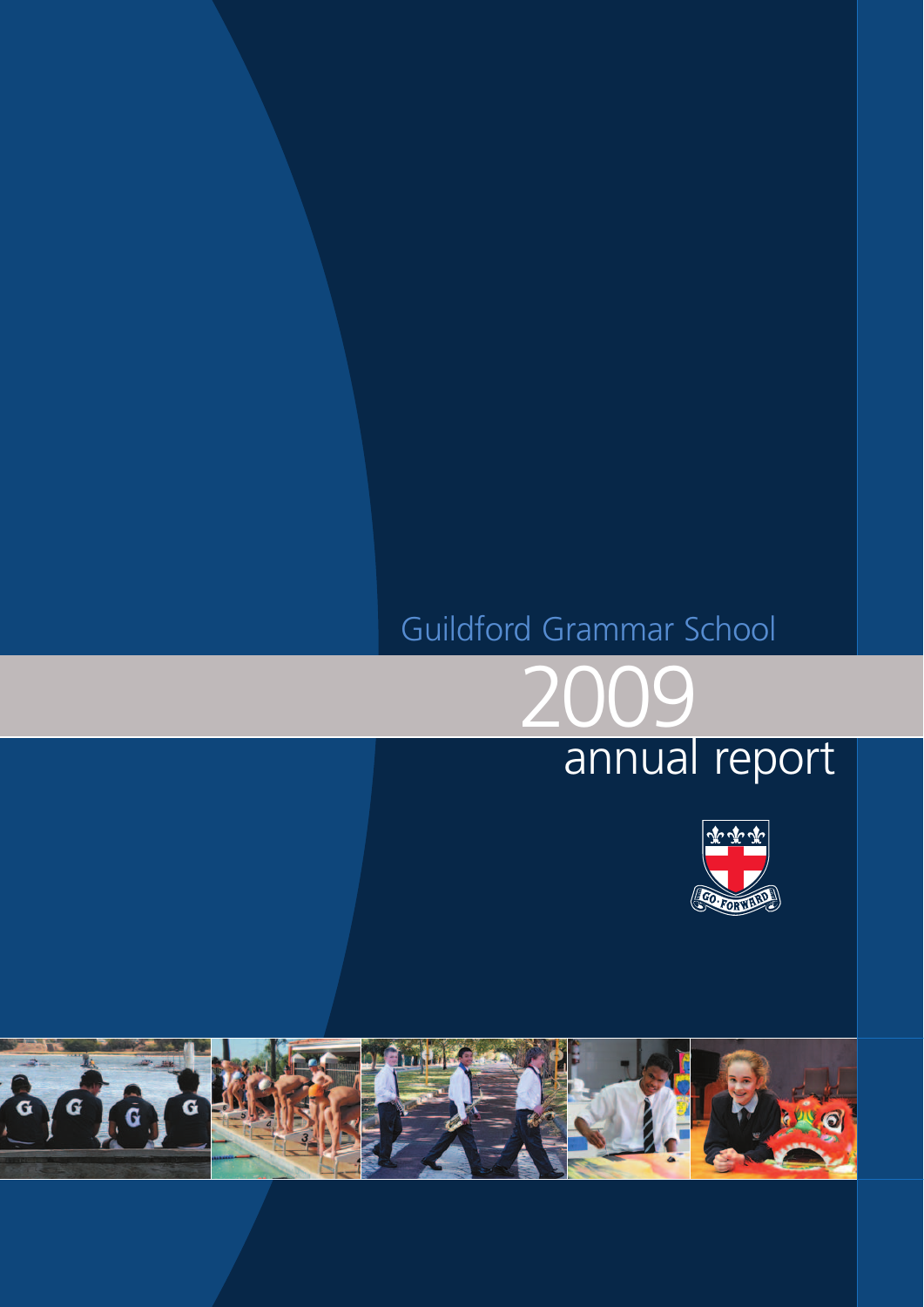Guildford Grammar School

# 2009

## annual report

GO FORWARD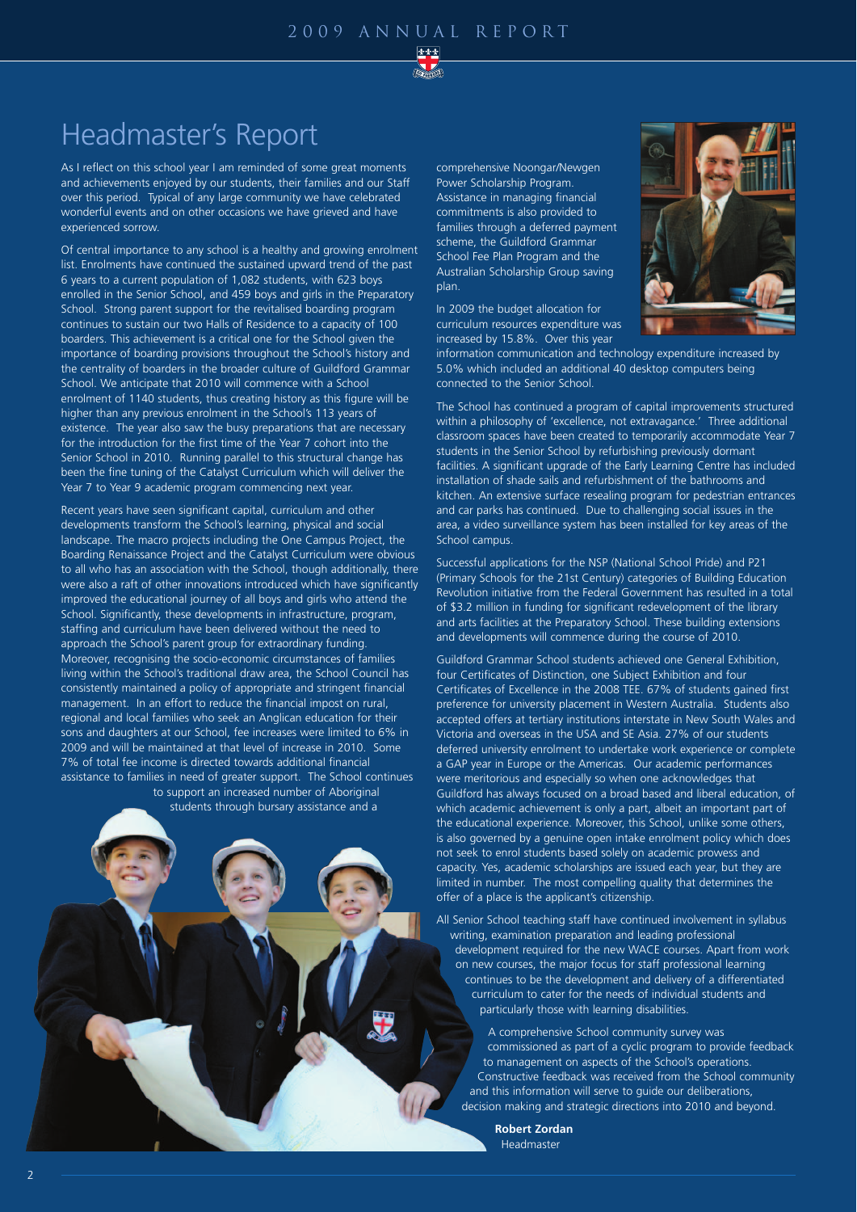# Headmaster's Report

As I reflect on this school year I am reminded of some great moments and achievements enjoyed by our students, their families and our Staff over this period. Typical of any large community we have celebrated wonderful events and on other occasions we have grieved and have experienced sorrow.

Of central importance to any school is a healthy and growing enrolment list. Enrolments have continued the sustained upward trend of the past 6 years to a current population of 1,082 students, with 623 boys enrolled in the Senior School, and 459 boys and girls in the Preparatory School. Strong parent support for the revitalised boarding program continues to sustain our two Halls of Residence to a capacity of 100 boarders. This achievement is a critical one for the School given the importance of boarding provisions throughout the School's history and the centrality of boarders in the broader culture of Guildford Grammar School. We anticipate that 2010 will commence with a School enrolment of 1140 students, thus creating history as this figure will be higher than any previous enrolment in the School's 113 years of existence. The year also saw the busy preparations that are necessary for the introduction for the first time of the Year 7 cohort into the Senior School in 2010. Running parallel to this structural change has been the fine tuning of the Catalyst Curriculum which will deliver the Year 7 to Year 9 academic program commencing next year.

Recent years have seen significant capital, curriculum and other developments transform the School's learning, physical and social landscape. The macro projects including the One Campus Project, the Boarding Renaissance Project and the Catalyst Curriculum were obvious to all who has an association with the School, though additionally, there were also a raft of other innovations introduced which have significantly improved the educational journey of all boys and girls who attend the School. Significantly, these developments in infrastructure, program, staffing and curriculum have been delivered without the need to approach the School's parent group for extraordinary funding. Moreover, recognising the socio-economic circumstances of families living within the School's traditional draw area, the School Council has consistently maintained a policy of appropriate and stringent financial management. In an effort to reduce the financial impost on rural, regional and local families who seek an Anglican education for their sons and daughters at our School, fee increases were limited to 6% in 2009 and will be maintained at that level of increase in 2010. Some 7% of total fee income is directed towards additional financial assistance to families in need of greater support. The School continues to support an increased number of Aboriginal students through bursary assistance and a comprehensive Noongar/Newgen Power Scholarship Program. Assistance in managing financial commitments is also provided to families through a deferred payment scheme, the Guildford Grammar School Fee Plan Program and the Australian Scholarship Group saving plan.

In 2009 the budget allocation for curriculum resources expenditure was increased by 15.8%. Over this year information communication and technology expenditure increased by 5.0% which included an additional 40 desktop computers being connected to the Senior School.

The School has continued a program of capital improvements structured within a philosophy of 'excellence, not extravagance.' Three additional classroom spaces have been created to temporarily accommodate Year 7 students in the Senior School by refurbishing previously dormant facilities. A significant upgrade of the Early Learning Centre has included installation of shade sails and refurbishment of the bathrooms and kitchen. An extensive surface resealing program for pedestrian entrances and car parks has continued. Due to challenging social issues in the area, a video surveillance system has been installed for key areas of the School campus.

Successful applications for the NSP (National School Pride) and P21 (Primary Schools for the 21st Century) categories of Building Education Revolution initiative from the Federal Government has resulted in a total of $3.2 million in funding for significant redevelopment of the library and arts facilities at the Preparatory School. These building extensions and developments will commence during the course of 2010.

Guildford Grammar School students achieved one General Exhibition, four Certificates of Distinction, one Subject Exhibition and four Certificates of Excellence in the 2008 TEE. 67% of students gained first preference for university placement in Western Australia. Students also accepted offers at tertiary institutions interstate in New South Wales and Victoria and overseas in the USA and SE Asia. 27% of our students deferred university enrolment to undertake work experience or complete a GAP year in Europe or the Americas. Our academic performances were meritorious and especially so when one acknowledges that Guildford has always focused on a broad based and liberal education, of which academic achievement is only a part, albeit an important part of the educational experience. Moreover, this School, unlike some others, is also governed by a genuine open intake enrolment policy which does not seek to enrol students based solely on academic prowess and capacity. Yes, academic scholarships are issued each year, but they are limited in number. The most compelling quality that determines the offer of a place is the applicant's citizenship.

All Senior School teaching staff have continued involvement in syllabus writing, examination preparation and leading professional development required for the new WACE courses. Apart from work on new courses, the major focus for staff professional learning continues to be the development and delivery of a differentiated curriculum to cater for the needs of individual students and particularly those with learning disabilities.

A comprehensive School community survey was commissioned as part of a cyclic program to provide feedback to management on aspects of the School's operations. Constructive feedback was received from the School community and this information will serve to guide our deliberations, decision making and strategic directions into 2010 and beyond.

**Robert Zordan**
Headmaster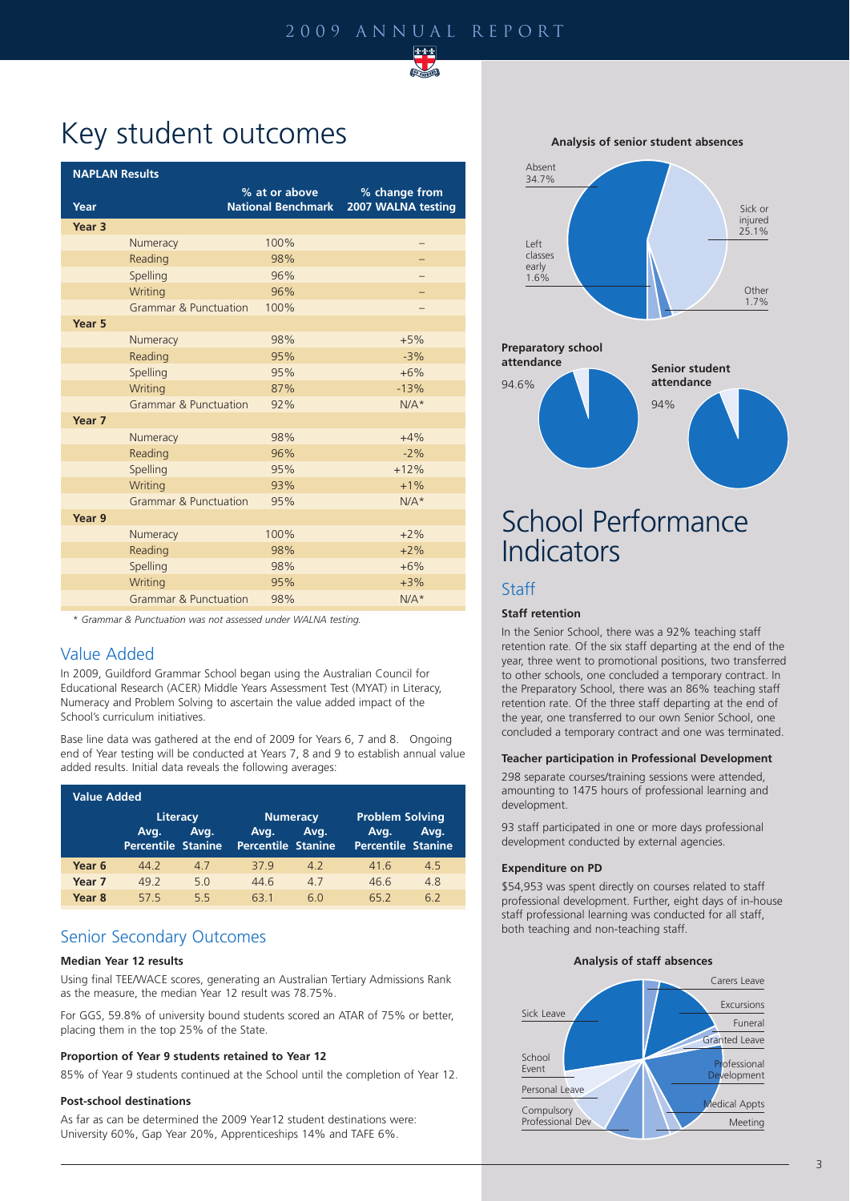# Key student outcomes

| NAPLAN Results Year | | % at or above National Benchmark | % change from 2007 WALNA testing |
|---|---|---|---|
| **Year 3** | | | |
| | Numeracy | 100% | – |
| | Reading | 98% | – |
| | Spelling | 96% | – |
| | Writing | 96% | – |
| | Grammar & Punctuation | 100% | – |
| **Year 5** | | | |
| | Numeracy | 98% | +5% |
| | Reading | 95% | -3% |
| | Spelling | 95% | +6% |
| | Writing | 87% | -13% |
| | Grammar & Punctuation | 92% | N/A* |
| **Year 7** | | | |
| | Numeracy | 98% | +4% |
| | Reading | 96% | -2% |
| | Spelling | 95% | +12% |
| | Writing | 93% | +1% |
| | Grammar & Punctuation | 95% | N/A* |
| **Year 9** | | | |
| | Numeracy | 100% | +2% |
| | Reading | 98% | +2% |
| | Spelling | 98% | +6% |
| | Writing | 95% | +3% |
| | Grammar & Punctuation | 98% | N/A* |

*\* Grammar & Punctuation was not assessed under WALNA testing.*

## Value Added

In 2009, Guildford Grammar School began using the Australian Council for Educational Research (ACER) Middle Years Assessment Test (MYAT) in Literacy, Numeracy and Problem Solving to ascertain the value added impact of the School's curriculum initiatives.

Base line data was gathered at the end of 2009 for Years 6, 7 and 8. Ongoing end of Year testing will be conducted at Years 7, 8 and 9 to establish annual value added results. Initial data reveals the following averages:

| Value Added | Literacy | | Numeracy | | Problem Solving | |
|---|---|---|---|---|---|---|
| | Avg. Percentile | Avg. Stanine | Avg. Percentile | Avg. Stanine | Avg. Percentile | Avg. Stanine |
| **Year 6** | 44.2 | 4.7 | 37.9 | 4.2 | 41.6 | 4.5 |
| **Year 7** | 49.2 | 5.0 | 44.6 | 4.7 | 46.6 | 4.8 |
| **Year 8** | 57.5 | 5.5 | 63.1 | 6.0 | 65.2 | 6.2 |

## Senior Secondary Outcomes

### Median Year 12 results

Using final TEE/WACE scores, generating an Australian Tertiary Admissions Rank as the measure, the median Year 12 result was 78.75%.

For GGS, 59.8% of university bound students scored an ATAR of 75% or better, placing them in the top 25% of the State.

### Proportion of Year 9 students retained to Year 12

85% of Year 9 students continued at the School until the completion of Year 12.

### Post-school destinations

As far as can be determined the 2009 Year12 student destinations were: University 60%, Gap Year 20%, Apprenticeships 14% and TAFE 6%.

**Analysis of senior student absences**

Absent 34.7%; Sick or injured 25.1%; Left classes early 1.6%; Other 1.7%

**Preparatory school attendance**

94.6%

**Senior student attendance**

94%

# School Performance Indicators

## Staff

### Staff retention

In the Senior School, there was a 92% teaching staff retention rate. Of the six staff departing at the end of the year, three went to promotional positions, two transferred to other schools, one concluded a temporary contract. In the Preparatory School, there was an 86% teaching staff retention rate. Of the three staff departing at the end of the year, one transferred to our own Senior School, one concluded a temporary contract and one was terminated.

### Teacher participation in Professional Development

298 separate courses/training sessions were attended, amounting to 1475 hours of professional learning and development.

93 staff participated in one or more days professional development conducted by external agencies.

### Expenditure on PD

$54,953 was spent directly on courses related to staff professional development. Further, eight days of in-house staff professional learning was conducted for all staff, both teaching and non-teaching staff.

**Analysis of staff absences**

Carers Leave; Excursions; Funeral; Granted Leave; Professional Development; Medical Appts; Meeting; Compulsory Professional Dev; Personal Leave; School Event; Sick Leave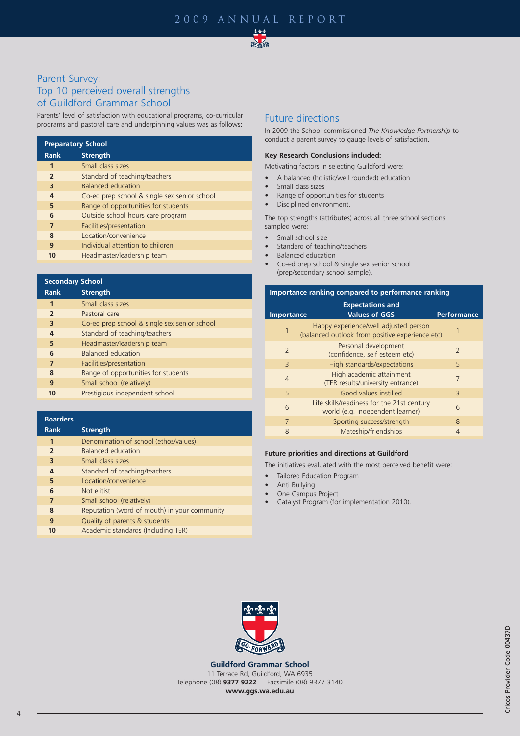## Parent Survey: Top 10 perceived overall strengths of Guildford Grammar School

Parents' level of satisfaction with educational programs, co-curricular programs and pastoral care and underpinning values was as follows:

| Preparatory School | |
|---|---|
| **Rank** | **Strength** |
| 1 | Small class sizes |
| 2 | Standard of teaching/teachers |
| 3 | Balanced education |
| 4 | Co-ed prep school & single sex senior school |
| 5 | Range of opportunities for students |
| 6 | Outside school hours care program |
| 7 | Facilities/presentation |
| 8 | Location/convenience |
| 9 | Individual attention to children |
| 10 | Headmaster/leadership team |

| Secondary School | |
|---|---|
| **Rank** | **Strength** |
| 1 | Small class sizes |
| 2 | Pastoral care |
| 3 | Co-ed prep school & single sex senior school |
| 4 | Standard of teaching/teachers |
| 5 | Headmaster/leadership team |
| 6 | Balanced education |
| 7 | Facilities/presentation |
| 8 | Range of opportunities for students |
| 9 | Small school (relatively) |
| 10 | Prestigious independent school |

| Boarders | |
|---|---|
| **Rank** | **Strength** |
| 1 | Denomination of school (ethos/values) |
| 2 | Balanced education |
| 3 | Small class sizes |
| 4 | Standard of teaching/teachers |
| 5 | Location/convenience |
| 6 | Not elitist |
| 7 | Small school (relatively) |
| 8 | Reputation (word of mouth) in your community |
| 9 | Quality of parents & students |
| 10 | Academic standards (Including TER) |

## Future directions

In 2009 the School commissioned *The Knowledge Partnership* to conduct a parent survey to gauge levels of satisfaction.

**Key Research Conclusions included:**

Motivating factors in selecting Guildford were:

- A balanced (holistic/well rounded) education
- Small class sizes
- Range of opportunities for students
- Disciplined environment.

The top strengths (attributes) across all three school sections sampled were:

- Small school size
- Standard of teaching/teachers
- Balanced education
- Co-ed prep school & single sex senior school (prep/secondary school sample).

| Importance ranking compared to performance ranking | | |
|---|---|---|
| **Importance** | **Expectations and Values of GGS** | **Performance** |
| 1 | Happy experience/well adjusted person (balanced outlook from positive experience etc) | 1 |
| 2 | Personal development (confidence, self esteem etc) | 2 |
| 3 | High standards/expectations | 5 |
| 4 | High academic attainment (TER results/university entrance) | 7 |
| 5 | Good values instilled | 3 |
| 6 | Life skills/readiness for the 21st century world (e.g. independent learner) | 6 |
| 7 | Sporting success/strength | 8 |
| 8 | Mateship/friendships | 4 |

**Future priorities and directions at Guildford**

The initiatives evaluated with the most perceived benefit were:

- Tailored Education Program
- Anti Bullying
- One Campus Project
- Catalyst Program (for implementation 2010).

**Guildford Grammar School**
11 Terrace Rd, Guildford, WA 6935
Telephone (08) **9377 9222** Facsimile (08) 9377 3140
**www.ggs.wa.edu.au**

Cricos Provider Code 00437D